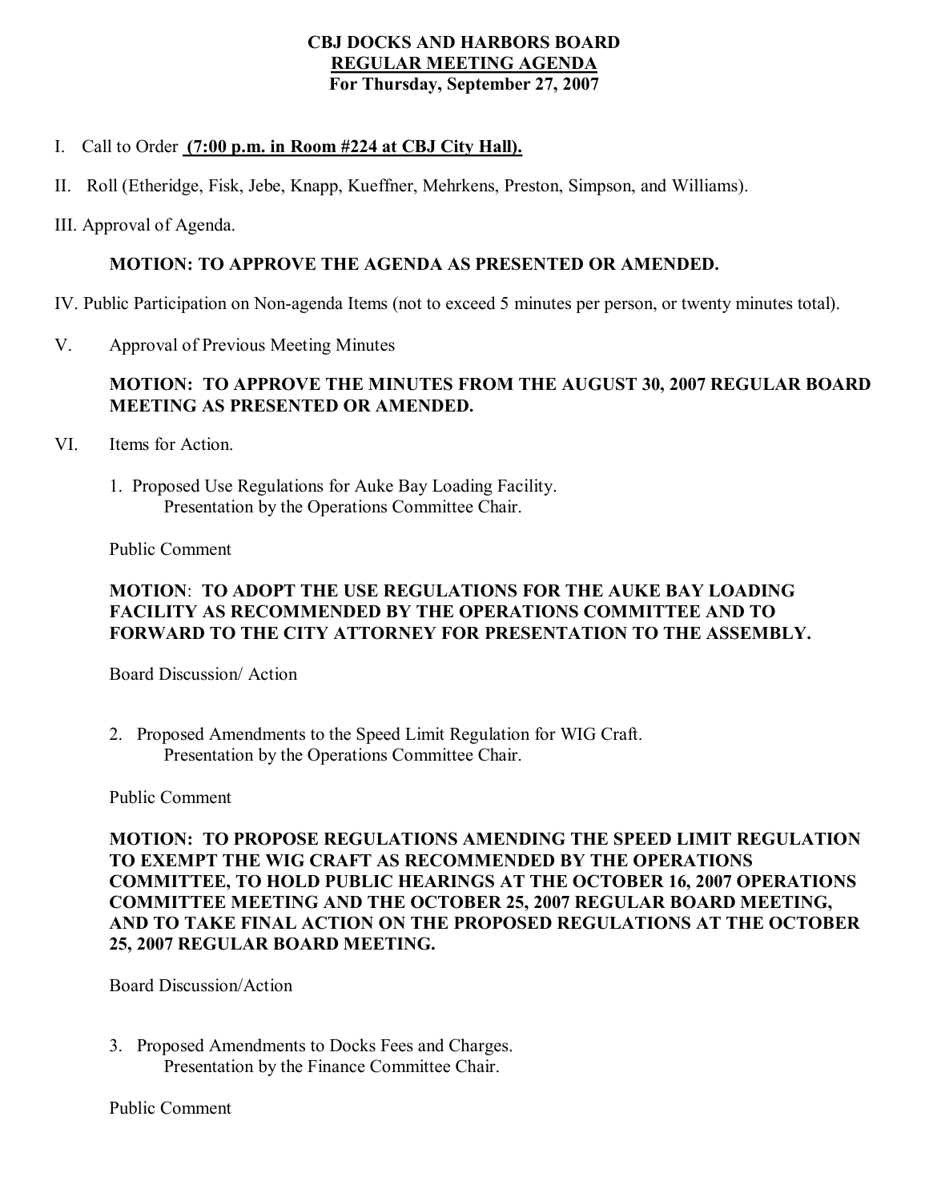# CBJ DOCKS AND HARBORS BOARD

## REGULAR MEETING AGENDA

### For Thursday, September 27, 2007

I. Call to Order **(7:00 p.m. in Room #224 at CBJ City Hall).**

II. Roll (Etheridge, Fisk, Jebe, Knapp, Kueffner, Mehrkens, Preston, Simpson, and Williams).

III. Approval of Agenda.

**MOTION: TO APPROVE THE AGENDA AS PRESENTED OR AMENDED.**

IV. Public Participation on Non-agenda Items (not to exceed 5 minutes per person, or twenty minutes total).

V. Approval of Previous Meeting Minutes

**MOTION: TO APPROVE THE MINUTES FROM THE AUGUST 30, 2007 REGULAR BOARD MEETING AS PRESENTED OR AMENDED.**

VI. Items for Action.

1. Proposed Use Regulations for Auke Bay Loading Facility.
   Presentation by the Operations Committee Chair.

   Public Comment

   **MOTION: TO ADOPT THE USE REGULATIONS FOR THE AUKE BAY LOADING FACILITY AS RECOMMENDED BY THE OPERATIONS COMMITTEE AND TO FORWARD TO THE CITY ATTORNEY FOR PRESENTATION TO THE ASSEMBLY.**

   Board Discussion/ Action

2. Proposed Amendments to the Speed Limit Regulation for WIG Craft.
   Presentation by the Operations Committee Chair.

   Public Comment

   **MOTION: TO PROPOSE REGULATIONS AMENDING THE SPEED LIMIT REGULATION TO EXEMPT THE WIG CRAFT AS RECOMMENDED BY THE OPERATIONS COMMITTEE, TO HOLD PUBLIC HEARINGS AT THE OCTOBER 16, 2007 OPERATIONS COMMITTEE MEETING AND THE OCTOBER 25, 2007 REGULAR BOARD MEETING, AND TO TAKE FINAL ACTION ON THE PROPOSED REGULATIONS AT THE OCTOBER 25, 2007 REGULAR BOARD MEETING.**

   Board Discussion/Action

3. Proposed Amendments to Docks Fees and Charges.
   Presentation by the Finance Committee Chair.

   Public Comment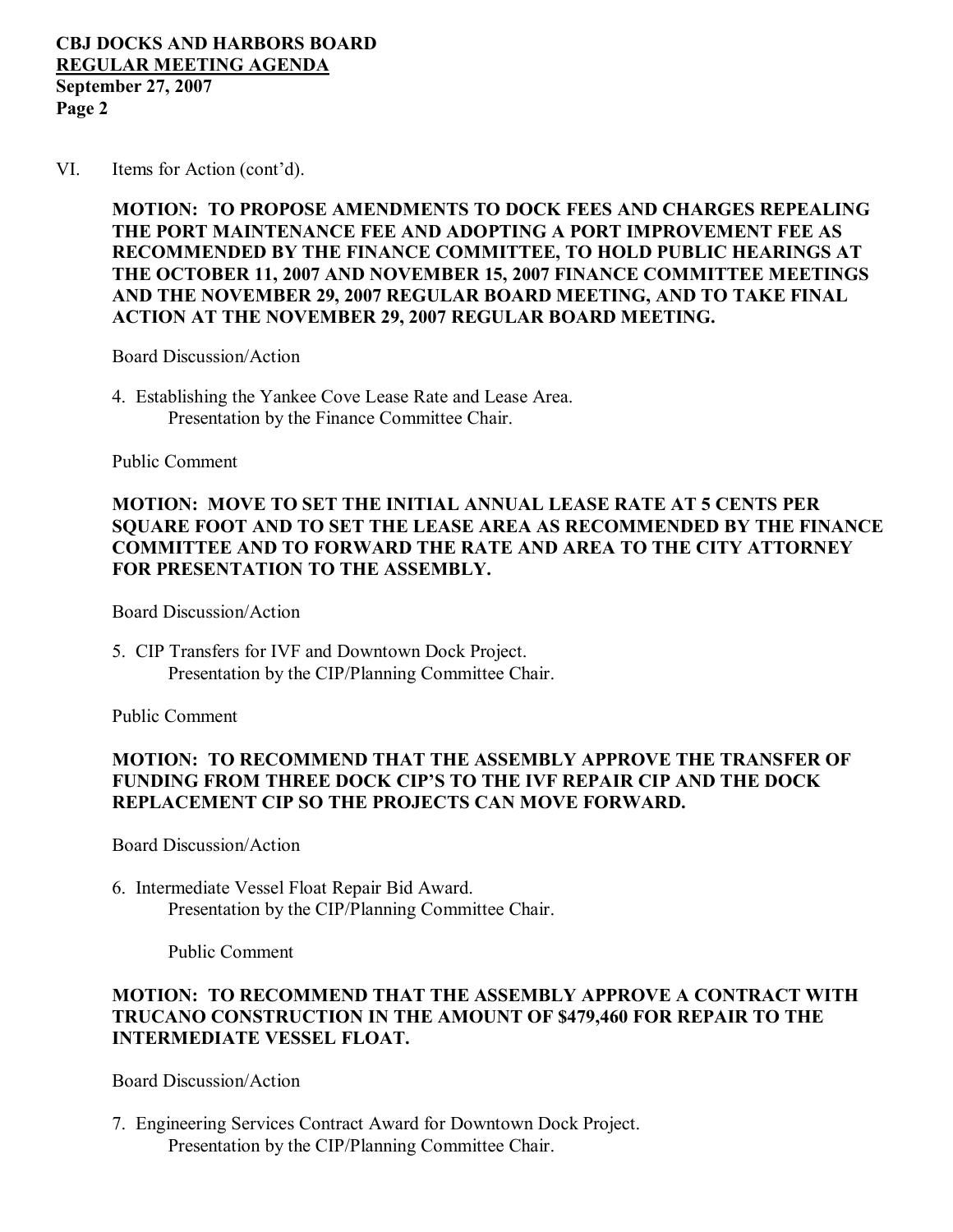VI. Items for Action (cont'd).

**MOTION: TO PROPOSE AMENDMENTS TO DOCK FEES AND CHARGES REPEALING THE PORT MAINTENANCE FEE AND ADOPTING A PORT IMPROVEMENT FEE AS RECOMMENDED BY THE FINANCE COMMITTEE, TO HOLD PUBLIC HEARINGS AT THE OCTOBER 11, 2007 AND NOVEMBER 15, 2007 FINANCE COMMITTEE MEETINGS AND THE NOVEMBER 29, 2007 REGULAR BOARD MEETING, AND TO TAKE FINAL ACTION AT THE NOVEMBER 29, 2007 REGULAR BOARD MEETING.**

Board Discussion/Action

4. Establishing the Yankee Cove Lease Rate and Lease Area.
   Presentation by the Finance Committee Chair.

Public Comment

**MOTION: MOVE TO SET THE INITIAL ANNUAL LEASE RATE AT 5 CENTS PER SQUARE FOOT AND TO SET THE LEASE AREA AS RECOMMENDED BY THE FINANCE COMMITTEE AND TO FORWARD THE RATE AND AREA TO THE CITY ATTORNEY FOR PRESENTATION TO THE ASSEMBLY.**

Board Discussion/Action

5. CIP Transfers for IVF and Downtown Dock Project.
   Presentation by the CIP/Planning Committee Chair.

Public Comment

**MOTION: TO RECOMMEND THAT THE ASSEMBLY APPROVE THE TRANSFER OF FUNDING FROM THREE DOCK CIP'S TO THE IVF REPAIR CIP AND THE DOCK REPLACEMENT CIP SO THE PROJECTS CAN MOVE FORWARD.**

Board Discussion/Action

6. Intermediate Vessel Float Repair Bid Award.
   Presentation by the CIP/Planning Committee Chair.

   Public Comment

**MOTION: TO RECOMMEND THAT THE ASSEMBLY APPROVE A CONTRACT WITH TRUCANO CONSTRUCTION IN THE AMOUNT OF $479,460 FOR REPAIR TO THE INTERMEDIATE VESSEL FLOAT.**

Board Discussion/Action

7. Engineering Services Contract Award for Downtown Dock Project.
   Presentation by the CIP/Planning Committee Chair.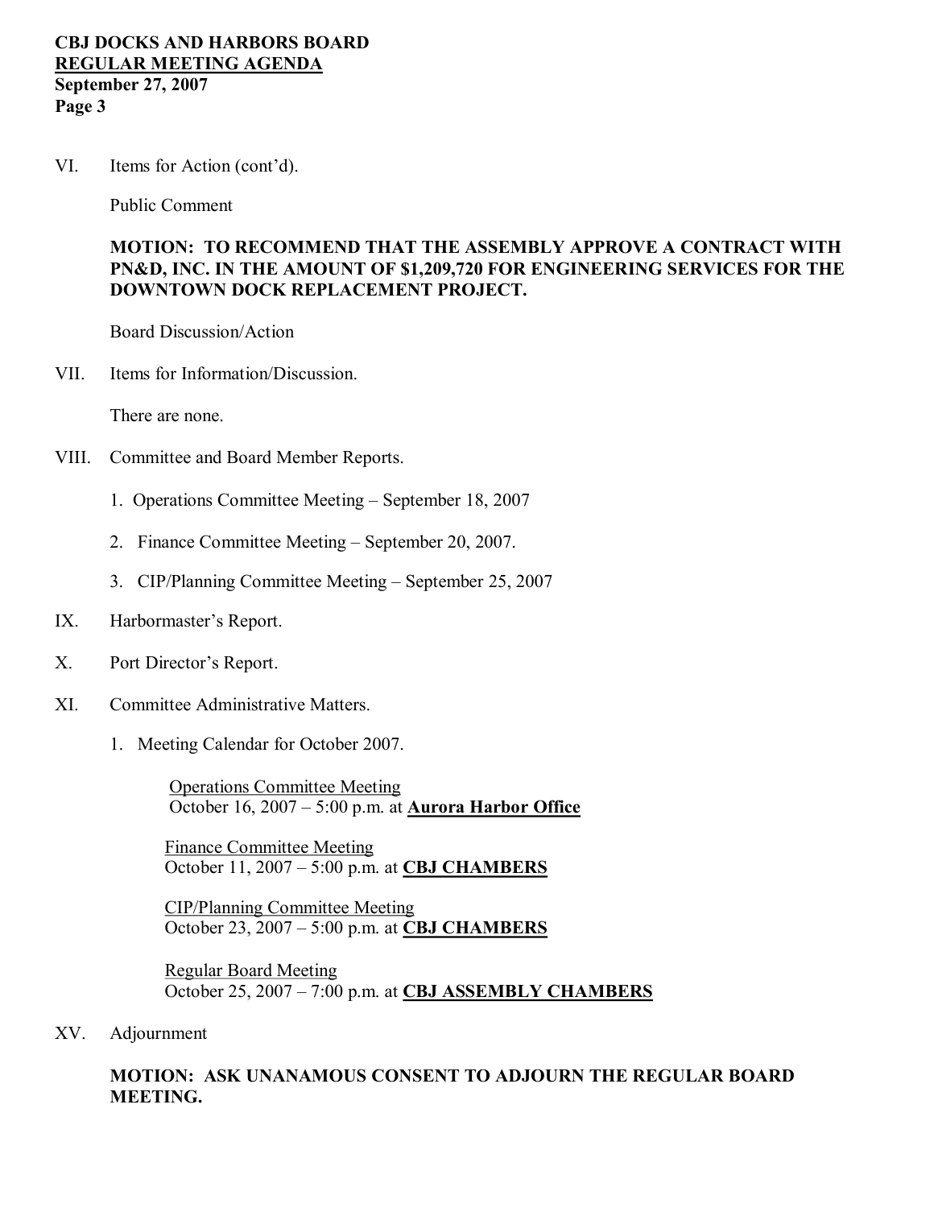VI. Items for Action (cont'd).

Public Comment

**MOTION: TO RECOMMEND THAT THE ASSEMBLY APPROVE A CONTRACT WITH PN&D, INC. IN THE AMOUNT OF $1,209,720 FOR ENGINEERING SERVICES FOR THE DOWNTOWN DOCK REPLACEMENT PROJECT.**

Board Discussion/Action

VII. Items for Information/Discussion.

There are none.

VIII. Committee and Board Member Reports.

1. Operations Committee Meeting – September 18, 2007
2. Finance Committee Meeting – September 20, 2007.
3. CIP/Planning Committee Meeting – September 25, 2007

IX. Harbormaster's Report.

X. Port Director's Report.

XI. Committee Administrative Matters.

1. Meeting Calendar for October 2007.

Operations Committee Meeting
October 16, 2007 – 5:00 p.m. at **Aurora Harbor Office**

Finance Committee Meeting
October 11, 2007 – 5:00 p.m. at **CBJ CHAMBERS**

CIP/Planning Committee Meeting
October 23, 2007 – 5:00 p.m. at **CBJ CHAMBERS**

Regular Board Meeting
October 25, 2007 – 7:00 p.m. at **CBJ ASSEMBLY CHAMBERS**

XV. Adjournment

**MOTION: ASK UNANAMOUS CONSENT TO ADJOURN THE REGULAR BOARD MEETING.**